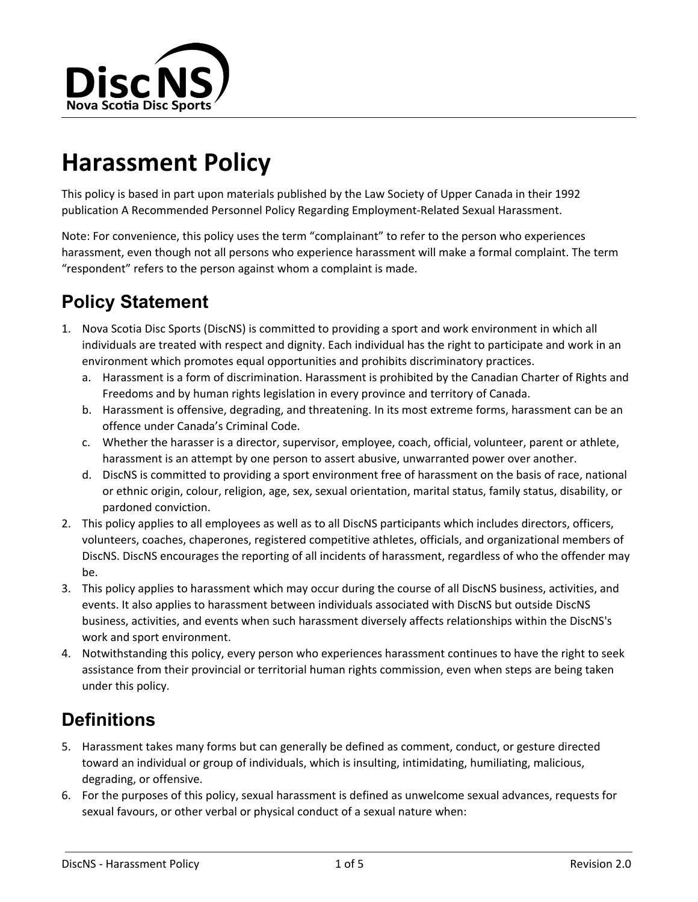DiscNS
Nova Scotia Disc Sports

# Harassment Policy

This policy is based in part upon materials published by the Law Society of Upper Canada in their 1992 publication A Recommended Personnel Policy Regarding Employment-Related Sexual Harassment.

Note: For convenience, this policy uses the term “complainant” to refer to the person who experiences harassment, even though not all persons who experience harassment will make a formal complaint. The term “respondent” refers to the person against whom a complaint is made.

## Policy Statement

1. Nova Scotia Disc Sports (DiscNS) is committed to providing a sport and work environment in which all individuals are treated with respect and dignity. Each individual has the right to participate and work in an environment which promotes equal opportunities and prohibits discriminatory practices.
   a. Harassment is a form of discrimination. Harassment is prohibited by the Canadian Charter of Rights and Freedoms and by human rights legislation in every province and territory of Canada.
   b. Harassment is offensive, degrading, and threatening. In its most extreme forms, harassment can be an offence under Canada’s Criminal Code.
   c. Whether the harasser is a director, supervisor, employee, coach, official, volunteer, parent or athlete, harassment is an attempt by one person to assert abusive, unwarranted power over another.
   d. DiscNS is committed to providing a sport environment free of harassment on the basis of race, national or ethnic origin, colour, religion, age, sex, sexual orientation, marital status, family status, disability, or pardoned conviction.
2. This policy applies to all employees as well as to all DiscNS participants which includes directors, officers, volunteers, coaches, chaperones, registered competitive athletes, officials, and organizational members of DiscNS. DiscNS encourages the reporting of all incidents of harassment, regardless of who the offender may be.
3. This policy applies to harassment which may occur during the course of all DiscNS business, activities, and events. It also applies to harassment between individuals associated with DiscNS but outside DiscNS business, activities, and events when such harassment diversely affects relationships within the DiscNS's work and sport environment.
4. Notwithstanding this policy, every person who experiences harassment continues to have the right to seek assistance from their provincial or territorial human rights commission, even when steps are being taken under this policy.

## Definitions

5. Harassment takes many forms but can generally be defined as comment, conduct, or gesture directed toward an individual or group of individuals, which is insulting, intimidating, humiliating, malicious, degrading, or offensive.
6. For the purposes of this policy, sexual harassment is defined as unwelcome sexual advances, requests for sexual favours, or other verbal or physical conduct of a sexual nature when: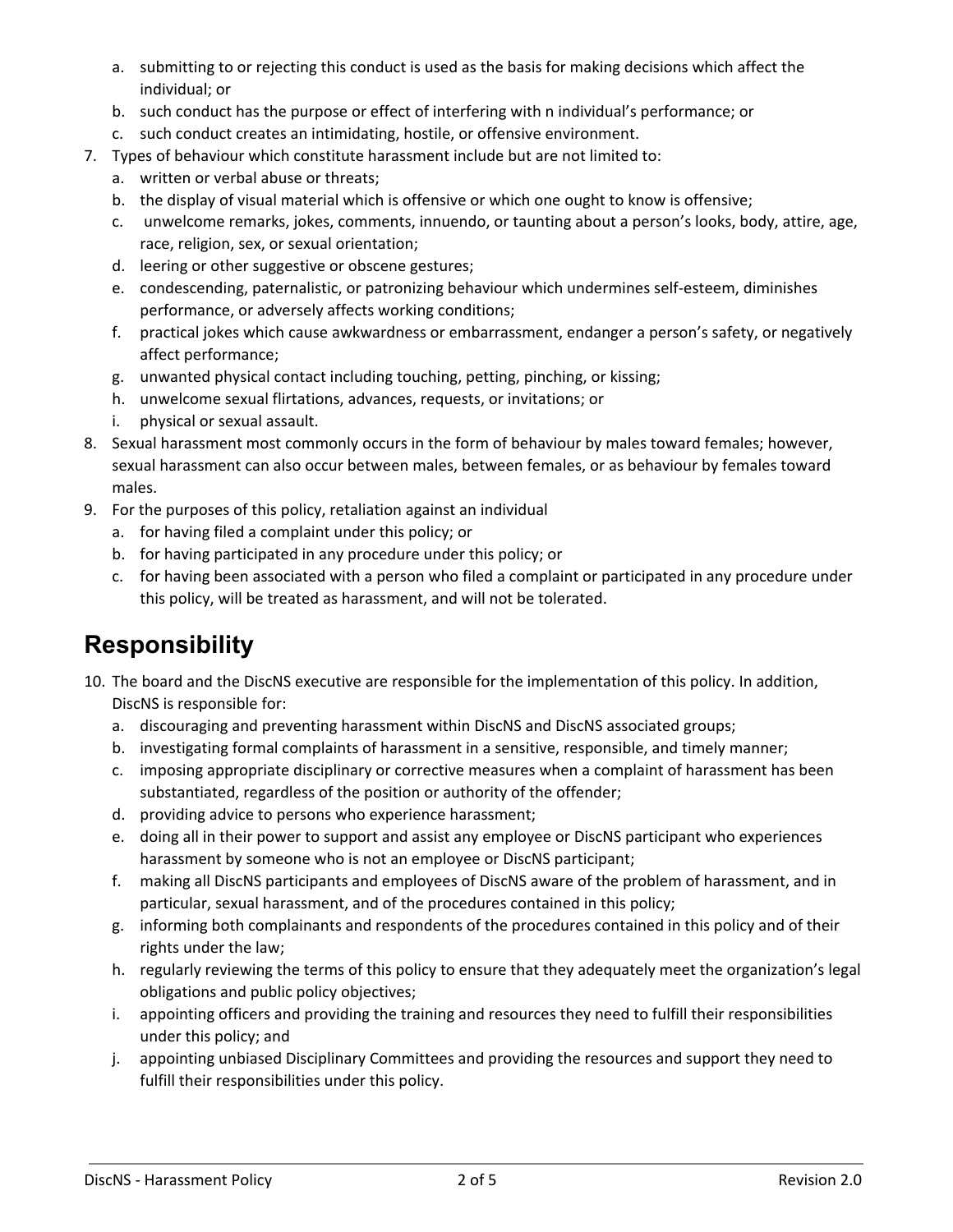a. submitting to or rejecting this conduct is used as the basis for making decisions which affect the individual; or
b. such conduct has the purpose or effect of interfering with n individual's performance; or
c. such conduct creates an intimidating, hostile, or offensive environment.

7. Types of behaviour which constitute harassment include but are not limited to:
   a. written or verbal abuse or threats;
   b. the display of visual material which is offensive or which one ought to know is offensive;
   c. unwelcome remarks, jokes, comments, innuendo, or taunting about a person's looks, body, attire, age, race, religion, sex, or sexual orientation;
   d. leering or other suggestive or obscene gestures;
   e. condescending, paternalistic, or patronizing behaviour which undermines self-esteem, diminishes performance, or adversely affects working conditions;
   f. practical jokes which cause awkwardness or embarrassment, endanger a person's safety, or negatively affect performance;
   g. unwanted physical contact including touching, petting, pinching, or kissing;
   h. unwelcome sexual flirtations, advances, requests, or invitations; or
   i. physical or sexual assault.
8. Sexual harassment most commonly occurs in the form of behaviour by males toward females; however, sexual harassment can also occur between males, between females, or as behaviour by females toward males.
9. For the purposes of this policy, retaliation against an individual
   a. for having filed a complaint under this policy; or
   b. for having participated in any procedure under this policy; or
   c. for having been associated with a person who filed a complaint or participated in any procedure under this policy, will be treated as harassment, and will not be tolerated.

## Responsibility

10. The board and the DiscNS executive are responsible for the implementation of this policy. In addition, DiscNS is responsible for:
    a. discouraging and preventing harassment within DiscNS and DiscNS associated groups;
    b. investigating formal complaints of harassment in a sensitive, responsible, and timely manner;
    c. imposing appropriate disciplinary or corrective measures when a complaint of harassment has been substantiated, regardless of the position or authority of the offender;
    d. providing advice to persons who experience harassment;
    e. doing all in their power to support and assist any employee or DiscNS participant who experiences harassment by someone who is not an employee or DiscNS participant;
    f. making all DiscNS participants and employees of DiscNS aware of the problem of harassment, and in particular, sexual harassment, and of the procedures contained in this policy;
    g. informing both complainants and respondents of the procedures contained in this policy and of their rights under the law;
    h. regularly reviewing the terms of this policy to ensure that they adequately meet the organization's legal obligations and public policy objectives;
    i. appointing officers and providing the training and resources they need to fulfill their responsibilities under this policy; and
    j. appointing unbiased Disciplinary Committees and providing the resources and support they need to fulfill their responsibilities under this policy.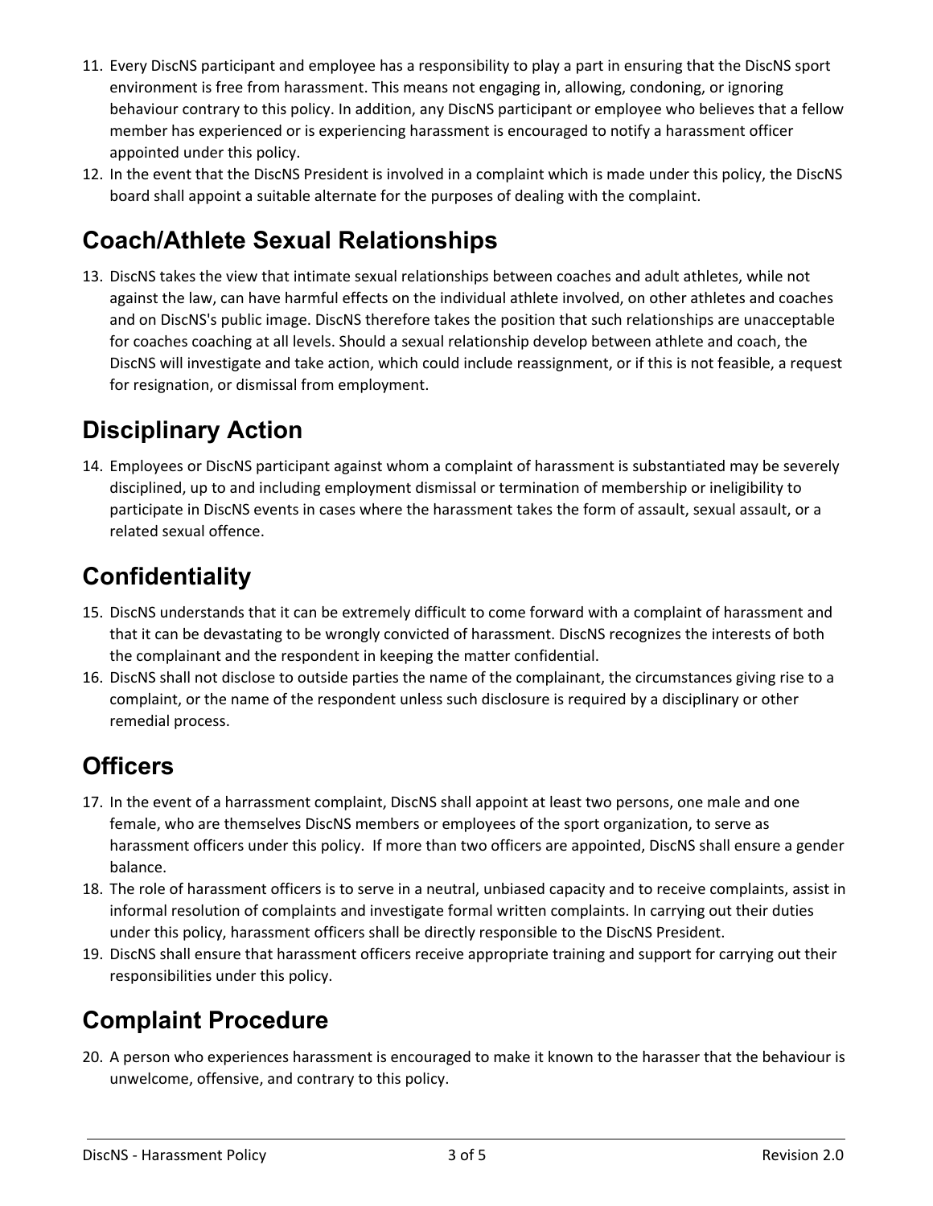11. Every DiscNS participant and employee has a responsibility to play a part in ensuring that the DiscNS sport environment is free from harassment. This means not engaging in, allowing, condoning, or ignoring behaviour contrary to this policy. In addition, any DiscNS participant or employee who believes that a fellow member has experienced or is experiencing harassment is encouraged to notify a harassment officer appointed under this policy.
12. In the event that the DiscNS President is involved in a complaint which is made under this policy, the DiscNS board shall appoint a suitable alternate for the purposes of dealing with the complaint.

## Coach/Athlete Sexual Relationships

13. DiscNS takes the view that intimate sexual relationships between coaches and adult athletes, while not against the law, can have harmful effects on the individual athlete involved, on other athletes and coaches and on DiscNS's public image. DiscNS therefore takes the position that such relationships are unacceptable for coaches coaching at all levels. Should a sexual relationship develop between athlete and coach, the DiscNS will investigate and take action, which could include reassignment, or if this is not feasible, a request for resignation, or dismissal from employment.

## Disciplinary Action

14. Employees or DiscNS participant against whom a complaint of harassment is substantiated may be severely disciplined, up to and including employment dismissal or termination of membership or ineligibility to participate in DiscNS events in cases where the harassment takes the form of assault, sexual assault, or a related sexual offence.

## Confidentiality

15. DiscNS understands that it can be extremely difficult to come forward with a complaint of harassment and that it can be devastating to be wrongly convicted of harassment. DiscNS recognizes the interests of both the complainant and the respondent in keeping the matter confidential.
16. DiscNS shall not disclose to outside parties the name of the complainant, the circumstances giving rise to a complaint, or the name of the respondent unless such disclosure is required by a disciplinary or other remedial process.

## Officers

17. In the event of a harrassment complaint, DiscNS shall appoint at least two persons, one male and one female, who are themselves DiscNS members or employees of the sport organization, to serve as harassment officers under this policy. If more than two officers are appointed, DiscNS shall ensure a gender balance.
18. The role of harassment officers is to serve in a neutral, unbiased capacity and to receive complaints, assist in informal resolution of complaints and investigate formal written complaints. In carrying out their duties under this policy, harassment officers shall be directly responsible to the DiscNS President.
19. DiscNS shall ensure that harassment officers receive appropriate training and support for carrying out their responsibilities under this policy.

## Complaint Procedure

20. A person who experiences harassment is encouraged to make it known to the harasser that the behaviour is unwelcome, offensive, and contrary to this policy.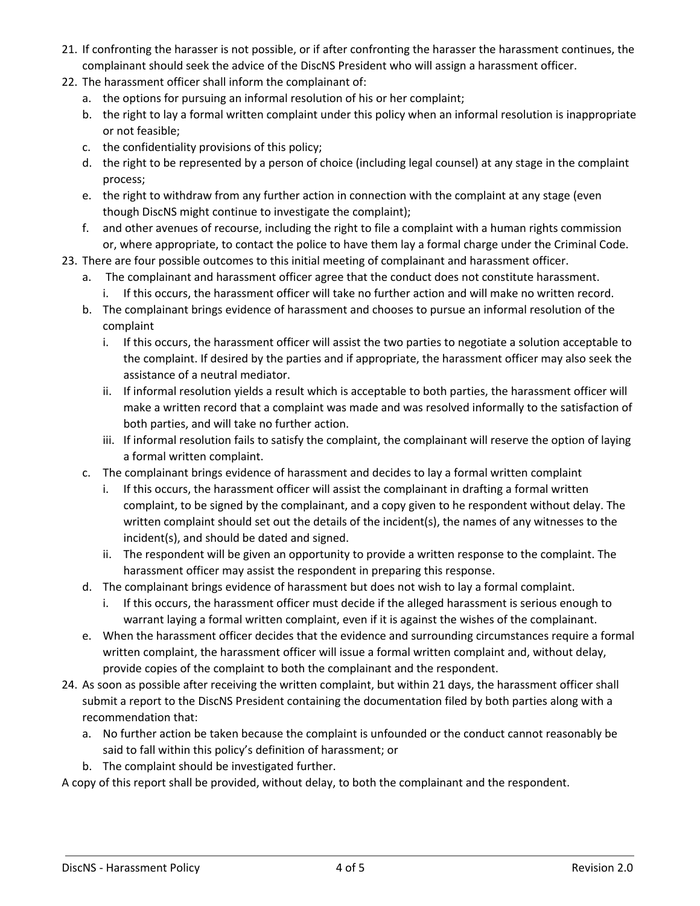21. If confronting the harasser is not possible, or if after confronting the harasser the harassment continues, the complainant should seek the advice of the DiscNS President who will assign a harassment officer.
22. The harassment officer shall inform the complainant of:
    a. the options for pursuing an informal resolution of his or her complaint;
    b. the right to lay a formal written complaint under this policy when an informal resolution is inappropriate or not feasible;
    c. the confidentiality provisions of this policy;
    d. the right to be represented by a person of choice (including legal counsel) at any stage in the complaint process;
    e. the right to withdraw from any further action in connection with the complaint at any stage (even though DiscNS might continue to investigate the complaint);
    f. and other avenues of recourse, including the right to file a complaint with a human rights commission or, where appropriate, to contact the police to have them lay a formal charge under the Criminal Code.
23. There are four possible outcomes to this initial meeting of complainant and harassment officer.
    a. The complainant and harassment officer agree that the conduct does not constitute harassment.
        i. If this occurs, the harassment officer will take no further action and will make no written record.
    b. The complainant brings evidence of harassment and chooses to pursue an informal resolution of the complaint
        i. If this occurs, the harassment officer will assist the two parties to negotiate a solution acceptable to the complaint. If desired by the parties and if appropriate, the harassment officer may also seek the assistance of a neutral mediator.
        ii. If informal resolution yields a result which is acceptable to both parties, the harassment officer will make a written record that a complaint was made and was resolved informally to the satisfaction of both parties, and will take no further action.
        iii. If informal resolution fails to satisfy the complaint, the complainant will reserve the option of laying a formal written complaint.
    c. The complainant brings evidence of harassment and decides to lay a formal written complaint
        i. If this occurs, the harassment officer will assist the complainant in drafting a formal written complaint, to be signed by the complainant, and a copy given to he respondent without delay. The written complaint should set out the details of the incident(s), the names of any witnesses to the incident(s), and should be dated and signed.
        ii. The respondent will be given an opportunity to provide a written response to the complaint. The harassment officer may assist the respondent in preparing this response.
    d. The complainant brings evidence of harassment but does not wish to lay a formal complaint.
        i. If this occurs, the harassment officer must decide if the alleged harassment is serious enough to warrant laying a formal written complaint, even if it is against the wishes of the complainant.
    e. When the harassment officer decides that the evidence and surrounding circumstances require a formal written complaint, the harassment officer will issue a formal written complaint and, without delay, provide copies of the complaint to both the complainant and the respondent.
24. As soon as possible after receiving the written complaint, but within 21 days, the harassment officer shall submit a report to the DiscNS President containing the documentation filed by both parties along with a recommendation that:
    a. No further action be taken because the complaint is unfounded or the conduct cannot reasonably be said to fall within this policy's definition of harassment; or
    b. The complaint should be investigated further.

A copy of this report shall be provided, without delay, to both the complainant and the respondent.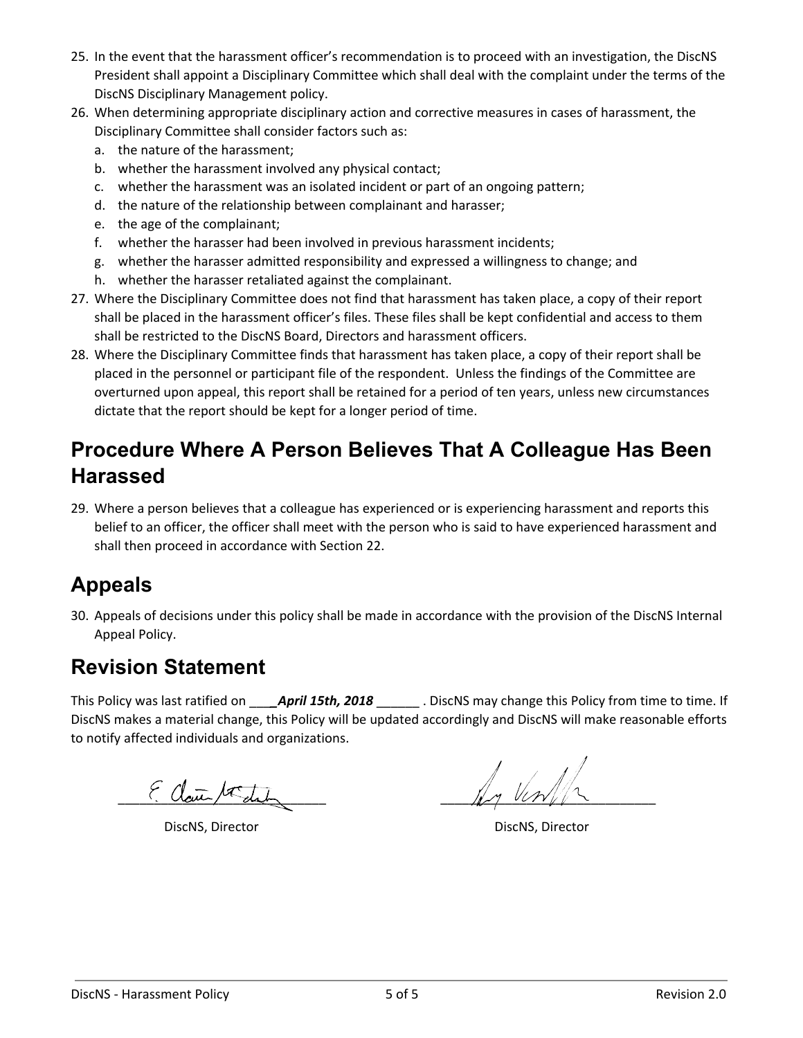25. In the event that the harassment officer's recommendation is to proceed with an investigation, the DiscNS President shall appoint a Disciplinary Committee which shall deal with the complaint under the terms of the DiscNS Disciplinary Management policy.
26. When determining appropriate disciplinary action and corrective measures in cases of harassment, the Disciplinary Committee shall consider factors such as:
    a. the nature of the harassment;
    b. whether the harassment involved any physical contact;
    c. whether the harassment was an isolated incident or part of an ongoing pattern;
    d. the nature of the relationship between complainant and harasser;
    e. the age of the complainant;
    f. whether the harasser had been involved in previous harassment incidents;
    g. whether the harasser admitted responsibility and expressed a willingness to change; and
    h. whether the harasser retaliated against the complainant.
27. Where the Disciplinary Committee does not find that harassment has taken place, a copy of their report shall be placed in the harassment officer's files. These files shall be kept confidential and access to them shall be restricted to the DiscNS Board, Directors and harassment officers.
28. Where the Disciplinary Committee finds that harassment has taken place, a copy of their report shall be placed in the personnel or participant file of the respondent. Unless the findings of the Committee are overturned upon appeal, this report shall be retained for a period of ten years, unless new circumstances dictate that the report should be kept for a longer period of time.

## Procedure Where A Person Believes That A Colleague Has Been Harassed

29. Where a person believes that a colleague has experienced or is experiencing harassment and reports this belief to an officer, the officer shall meet with the person who is said to have experienced harassment and shall then proceed in accordance with Section 22.

## Appeals

30. Appeals of decisions under this policy shall be made in accordance with the provision of the DiscNS Internal Appeal Policy.

## Revision Statement

This Policy was last ratified on ____***April 15th, 2018*** ______ . DiscNS may change this Policy from time to time. If DiscNS makes a material change, this Policy will be updated accordingly and DiscNS will make reasonable efforts to notify affected individuals and organizations.

______________________________ DiscNS, Director

______________________________ DiscNS, Director